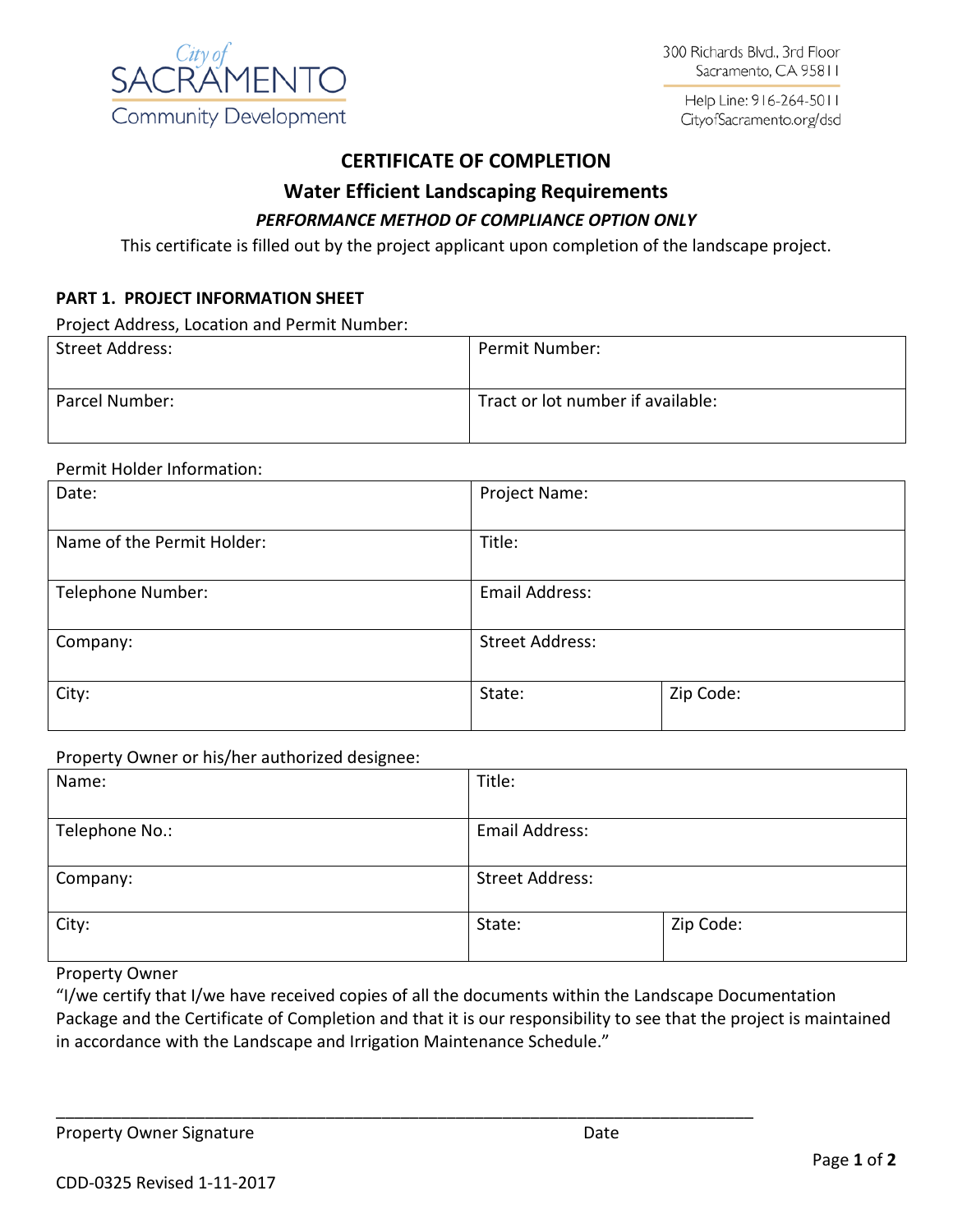City of SACRAMENTO Community Development

300 Richards Blvd., 3rd Floor
Sacramento, CA 95811

Help Line: 916-264-5011
CityofSacramento.org/dsd

# CERTIFICATE OF COMPLETION

## Water Efficient Landscaping Requirements

***PERFORMANCE METHOD OF COMPLIANCE OPTION ONLY***

This certificate is filled out by the project applicant upon completion of the landscape project.

### PART 1. PROJECT INFORMATION SHEET

Project Address, Location and Permit Number:

| Street Address: | Permit Number: |
|---|---|
| Parcel Number: | Tract or lot number if available: |

Permit Holder Information:

| Date: | Project Name: | |
|---|---|---|
| Name of the Permit Holder: | Title: | |
| Telephone Number: | Email Address: | |
| Company: | Street Address: | |
| City: | State: | Zip Code: |

Property Owner or his/her authorized designee:

| Name: | Title: | |
|---|---|---|
| Telephone No.: | Email Address: | |
| Company: | Street Address: | |
| City: | State: | Zip Code: |

Property Owner

"I/we certify that I/we have received copies of all the documents within the Landscape Documentation Package and the Certificate of Completion and that it is our responsibility to see that the project is maintained in accordance with the Landscape and Irrigation Maintenance Schedule."

\_\_\_\_\_\_\_\_\_\_\_\_\_\_\_\_\_\_\_\_\_\_\_\_\_\_\_\_\_\_\_\_\_\_\_\_\_\_\_\_\_\_\_\_\_\_\_\_\_\_\_\_\_\_\_\_\_\_\_\_\_\_\_\_\_\_\_\_\_\_\_\_

Property Owner Signature Date

CDD-0325 Revised 1-11-2017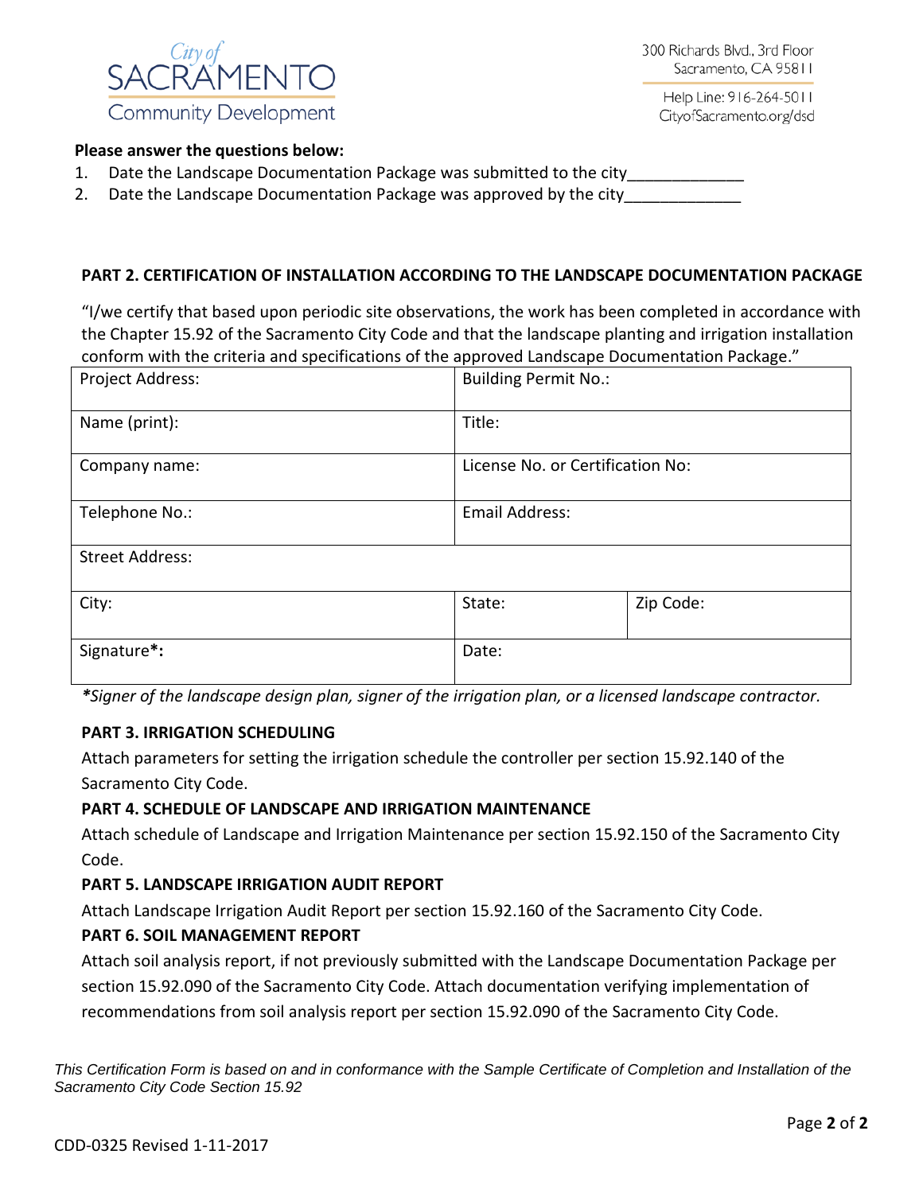300 Richards Blvd., 3rd Floor
Sacramento, CA 95811

Help Line: 916-264-5011
CityofSacramento.org/dsd

City of SACRAMENTO Community Development

**Please answer the questions below:**

1. Date the Landscape Documentation Package was submitted to the city_____________
2. Date the Landscape Documentation Package was approved by the city_____________

## PART 2. CERTIFICATION OF INSTALLATION ACCORDING TO THE LANDSCAPE DOCUMENTATION PACKAGE

"I/we certify that based upon periodic site observations, the work has been completed in accordance with the Chapter 15.92 of the Sacramento City Code and that the landscape planting and irrigation installation conform with the criteria and specifications of the approved Landscape Documentation Package."

| | | |
|---|---|---|
| Project Address: | Building Permit No.: | |
| Name (print): | Title: | |
| Company name: | License No. or Certification No: | |
| Telephone No.: | Email Address: | |
| Street Address: | | |
| City: | State: | Zip Code: |
| Signature**\***: | Date: | |

*\*Signer of the landscape design plan, signer of the irrigation plan, or a licensed landscape contractor.*

## PART 3. IRRIGATION SCHEDULING

Attach parameters for setting the irrigation schedule the controller per section 15.92.140 of the Sacramento City Code.

## PART 4. SCHEDULE OF LANDSCAPE AND IRRIGATION MAINTENANCE

Attach schedule of Landscape and Irrigation Maintenance per section 15.92.150 of the Sacramento City Code.

## PART 5. LANDSCAPE IRRIGATION AUDIT REPORT

Attach Landscape Irrigation Audit Report per section 15.92.160 of the Sacramento City Code.

## PART 6. SOIL MANAGEMENT REPORT

Attach soil analysis report, if not previously submitted with the Landscape Documentation Package per section 15.92.090 of the Sacramento City Code. Attach documentation verifying implementation of recommendations from soil analysis report per section 15.92.090 of the Sacramento City Code.

*This Certification Form is based on and in conformance with the Sample Certificate of Completion and Installation of the Sacramento City Code Section 15.92*

CDD-0325 Revised 1-11-2017